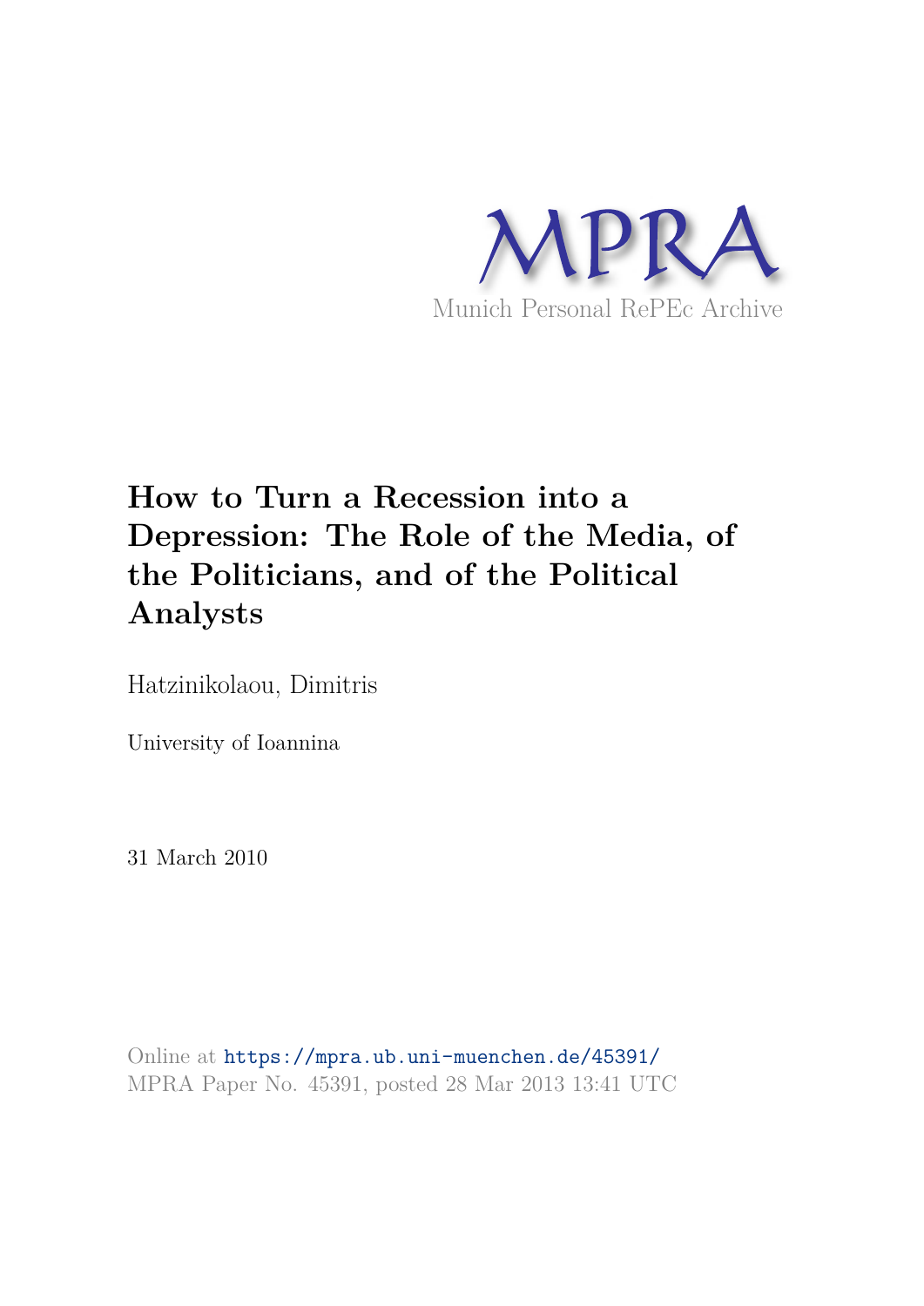MPRA

Munich Personal RePEc Archive

# How to Turn a Recession into a Depression: The Role of the Media, of the Politicians, and of the Political Analysts

Hatzinikolaou, Dimitris

University of Ioannina

31 March 2010

Online at https://mpra.ub.uni-muenchen.de/45391/
MPRA Paper No. 45391, posted 28 Mar 2013 13:41 UTC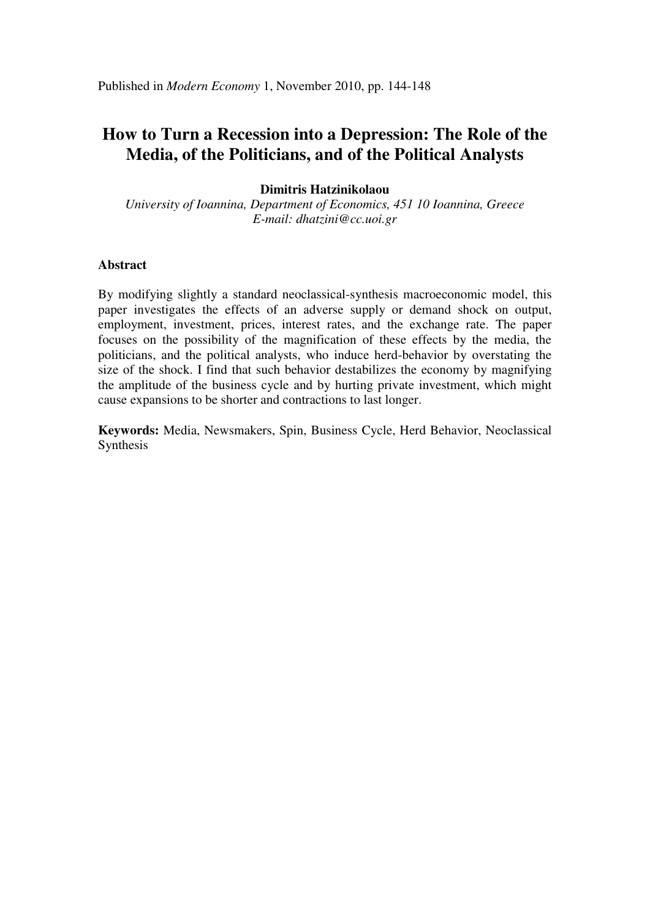Published in *Modern Economy* 1, November 2010, pp. 144-148

# How to Turn a Recession into a Depression: The Role of the Media, of the Politicians, and of the Political Analysts

**Dimitris Hatzinikolaou**

*University of Ioannina, Department of Economics, 451 10 Ioannina, Greece*
*E-mail: dhatzini@cc.uoi.gr*

### Abstract

By modifying slightly a standard neoclassical-synthesis macroeconomic model, this paper investigates the effects of an adverse supply or demand shock on output, employment, investment, prices, interest rates, and the exchange rate. The paper focuses on the possibility of the magnification of these effects by the media, the politicians, and the political analysts, who induce herd-behavior by overstating the size of the shock. I find that such behavior destabilizes the economy by magnifying the amplitude of the business cycle and by hurting private investment, which might cause expansions to be shorter and contractions to last longer.

**Keywords:** Media, Newsmakers, Spin, Business Cycle, Herd Behavior, Neoclassical Synthesis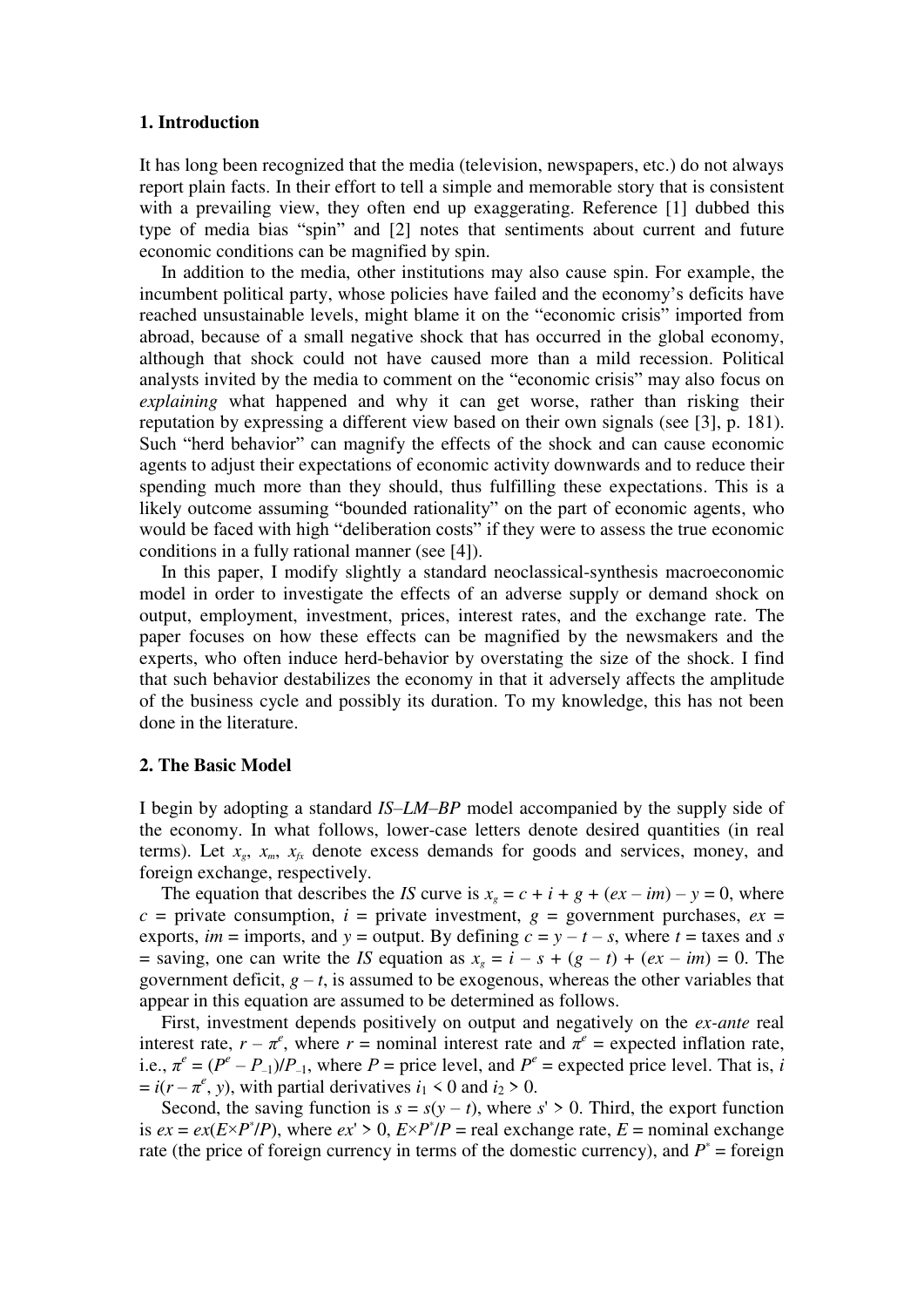## 1. Introduction

It has long been recognized that the media (television, newspapers, etc.) do not always report plain facts. In their effort to tell a simple and memorable story that is consistent with a prevailing view, they often end up exaggerating. Reference [1] dubbed this type of media bias "spin" and [2] notes that sentiments about current and future economic conditions can be magnified by spin.

In addition to the media, other institutions may also cause spin. For example, the incumbent political party, whose policies have failed and the economy's deficits have reached unsustainable levels, might blame it on the "economic crisis" imported from abroad, because of a small negative shock that has occurred in the global economy, although that shock could not have caused more than a mild recession. Political analysts invited by the media to comment on the "economic crisis" may also focus on *explaining* what happened and why it can get worse, rather than risking their reputation by expressing a different view based on their own signals (see [3], p. 181). Such "herd behavior" can magnify the effects of the shock and can cause economic agents to adjust their expectations of economic activity downwards and to reduce their spending much more than they should, thus fulfilling these expectations. This is a likely outcome assuming "bounded rationality" on the part of economic agents, who would be faced with high "deliberation costs" if they were to assess the true economic conditions in a fully rational manner (see [4]).

In this paper, I modify slightly a standard neoclassical-synthesis macroeconomic model in order to investigate the effects of an adverse supply or demand shock on output, employment, investment, prices, interest rates, and the exchange rate. The paper focuses on how these effects can be magnified by the newsmakers and the experts, who often induce herd-behavior by overstating the size of the shock. I find that such behavior destabilizes the economy in that it adversely affects the amplitude of the business cycle and possibly its duration. To my knowledge, this has not been done in the literature.

## 2. The Basic Model

I begin by adopting a standard *IS*–*LM*–*BP* model accompanied by the supply side of the economy. In what follows, lower-case letters denote desired quantities (in real terms). Let $x_g$, $x_m$, $x_{fx}$ denote excess demands for goods and services, money, and foreign exchange, respectively.

The equation that describes the *IS* curve is $x_g = c + i + g + (ex - im) - y = 0$, where $c$ = private consumption, $i$ = private investment, $g$ = government purchases, $ex$ = exports, $im$ = imports, and $y$ = output. By defining $c = y - t - s$, where $t$ = taxes and $s$ = saving, one can write the *IS* equation as $x_g = i - s + (g - t) + (ex - im) = 0$. The government deficit, $g - t$, is assumed to be exogenous, whereas the other variables that appear in this equation are assumed to be determined as follows.

First, investment depends positively on output and negatively on the *ex-ante* real interest rate, $r - \pi^e$, where $r$ = nominal interest rate and $\pi^e$ = expected inflation rate, i.e., $\pi^e = (P^e - P_{-1})/P_{-1}$, where $P$ = price level, and $P^e$ = expected price level. That is, $i = i(r - \pi^e, y)$, with partial derivatives $i_1 < 0$ and $i_2 > 0$.

Second, the saving function is $s = s(y - t)$, where $s' > 0$. Third, the export function is $ex = ex(E \times P^*/P)$, where $ex' > 0$, $E \times P^*/P$ = real exchange rate, $E$ = nominal exchange rate (the price of foreign currency in terms of the domestic currency), and $P^*$ = foreign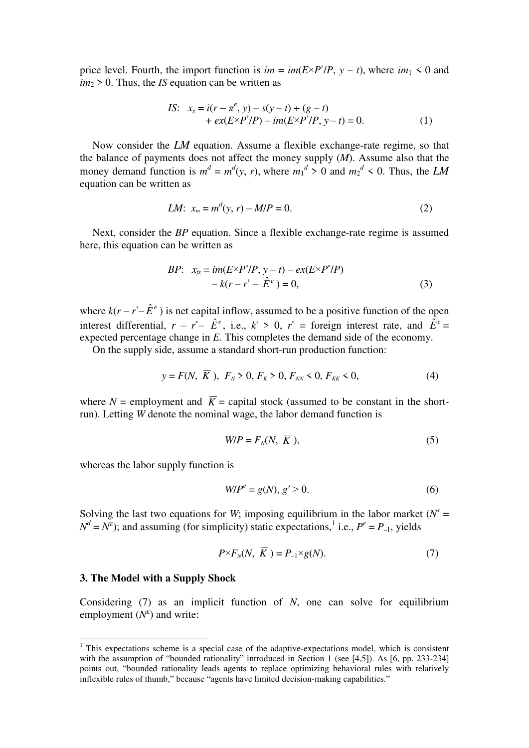price level. Fourth, the import function is $im = im(E \times P^*/P, y - t)$, where $im_1 < 0$ and $im_2 > 0$. Thus, the *IS* equation can be written as

$$IS: \quad x_g = i(r - \pi^e, y) - s(y - t) + (g - t) + ex(E \times P^*/P) - im(E \times P^*/P, y - t) = 0. \tag{1}$$

Now consider the *LM* equation. Assume a flexible exchange-rate regime, so that the balance of payments does not affect the money supply ($M$). Assume also that the money demand function is $m^d = m^d(y, r)$, where $m_1^d > 0$ and $m_2^d < 0$. Thus, the *LM* equation can be written as

$$LM: \quad x_m = m^d(y, r) - M/P = 0. \tag{2}$$

Next, consider the *BP* equation. Since a flexible exchange-rate regime is assumed here, this equation can be written as

$$BP: \quad x_{fx} = im(E \times P^*/P, y - t) - ex(E \times P^*/P) - k(r - r^* - \hat{E}^e) = 0, \tag{3}$$

where $k(r - r^* - \hat{E}^e)$ is net capital inflow, assumed to be a positive function of the open interest differential, $r - r^* - \hat{E}^e$, i.e., $k' > 0$, $r^*$ = foreign interest rate, and $\hat{E}^e$ = expected percentage change in $E$. This completes the demand side of the economy.

On the supply side, assume a standard short-run production function:

$$y = F(N, \overline{K}), \quad F_N > 0, F_K > 0, F_{NN} < 0, F_{KK} < 0, \tag{4}$$

where $N$ = employment and $\overline{K}$ = capital stock (assumed to be constant in the short-run). Letting $W$ denote the nominal wage, the labor demand function is

$$W/P = F_N(N, \overline{K}), \tag{5}$$

whereas the labor supply function is

$$W/P^e = g(N), \; g' > 0. \tag{6}$$

Solving the last two equations for $W$; imposing equilibrium in the labor market ($N^s = N^d = N^E$); and assuming (for simplicity) static expectations,[1] i.e., $P^e = P_{-1}$, yields

$$P \times F_N(N, \overline{K}) = P_{-1} \times g(N). \tag{7}$$

## 3. The Model with a Supply Shock

Considering (7) as an implicit function of $N$, one can solve for equilibrium employment ($N^E$) and write:

---

[1] This expectations scheme is a special case of the adaptive-expectations model, which is consistent with the assumption of "bounded rationality" introduced in Section 1 (see [4,5]). As [6, pp. 233-234] points out, "bounded rationality leads agents to replace optimizing behavioral rules with relatively inflexible rules of thumb," because "agents have limited decision-making capabilities."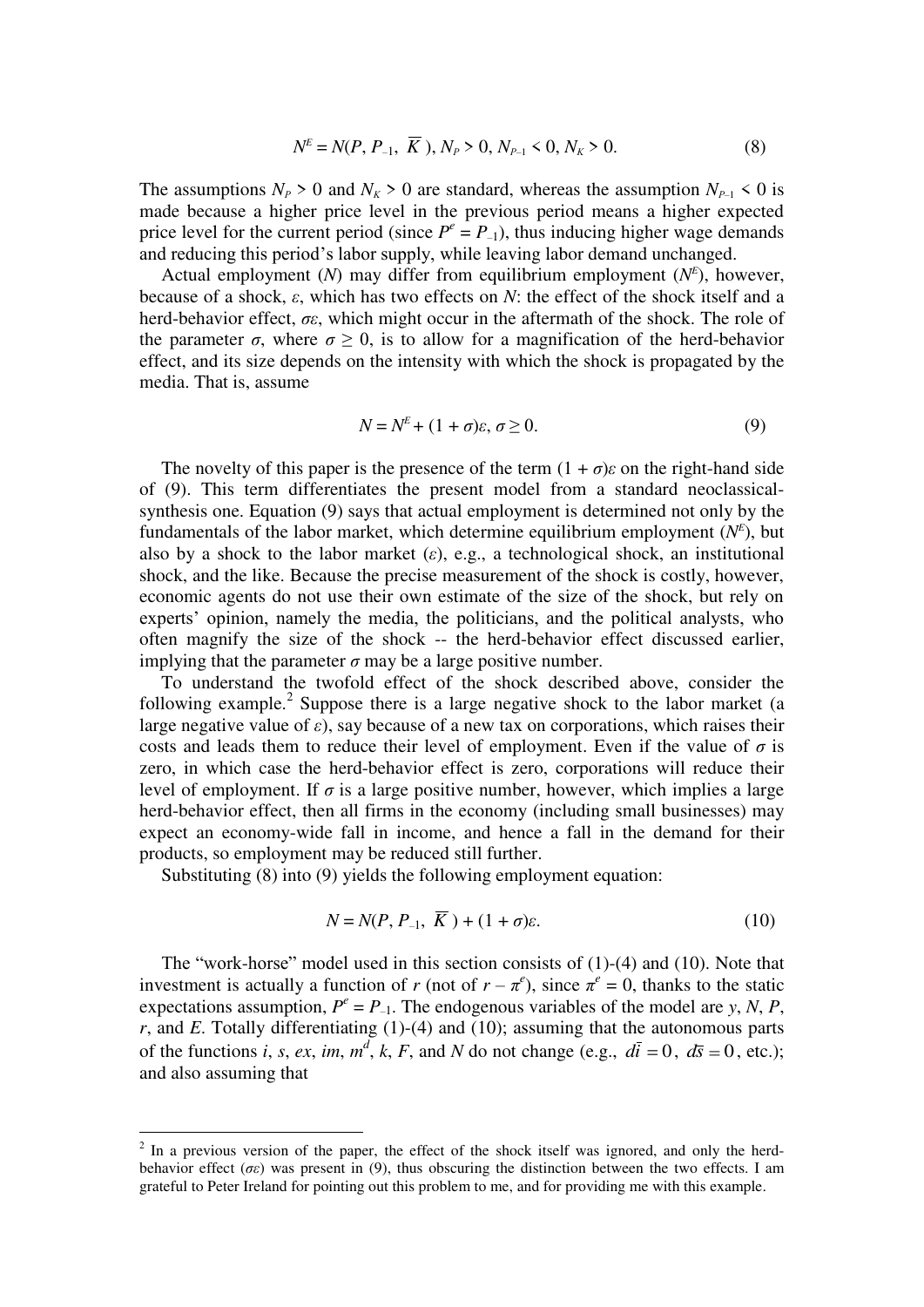$$N^E = N(P, P_{-1}, \overline{K}), N_P > 0, N_{P-1} < 0, N_K > 0. \tag{8}$$

The assumptions $N_P > 0$ and $N_K > 0$ are standard, whereas the assumption $N_{P-1} < 0$ is made because a higher price level in the previous period means a higher expected price level for the current period (since $P^e = P_{-1}$), thus inducing higher wage demands and reducing this period's labor supply, while leaving labor demand unchanged.

Actual employment ($N$) may differ from equilibrium employment ($N^E$), however, because of a shock, $\varepsilon$, which has two effects on $N$: the effect of the shock itself and a herd-behavior effect, $\sigma\varepsilon$, which might occur in the aftermath of the shock. The role of the parameter $\sigma$, where $\sigma \geq 0$, is to allow for a magnification of the herd-behavior effect, and its size depends on the intensity with which the shock is propagated by the media. That is, assume

$$N = N^E + (1 + \sigma)\varepsilon, \sigma \geq 0. \tag{9}$$

The novelty of this paper is the presence of the term $(1 + \sigma)\varepsilon$ on the right-hand side of (9). This term differentiates the present model from a standard neoclassical-synthesis one. Equation (9) says that actual employment is determined not only by the fundamentals of the labor market, which determine equilibrium employment ($N^E$), but also by a shock to the labor market ($\varepsilon$), e.g., a technological shock, an institutional shock, and the like. Because the precise measurement of the shock is costly, however, economic agents do not use their own estimate of the size of the shock, but rely on experts' opinion, namely the media, the politicians, and the political analysts, who often magnify the size of the shock -- the herd-behavior effect discussed earlier, implying that the parameter $\sigma$ may be a large positive number.

To understand the twofold effect of the shock described above, consider the following example.[2] Suppose there is a large negative shock to the labor market (a large negative value of $\varepsilon$), say because of a new tax on corporations, which raises their costs and leads them to reduce their level of employment. Even if the value of $\sigma$ is zero, in which case the herd-behavior effect is zero, corporations will reduce their level of employment. If $\sigma$ is a large positive number, however, which implies a large herd-behavior effect, then all firms in the economy (including small businesses) may expect an economy-wide fall in income, and hence a fall in the demand for their products, so employment may be reduced still further.

Substituting (8) into (9) yields the following employment equation:

$$N = N(P, P_{-1}, \overline{K}) + (1 + \sigma)\varepsilon. \tag{10}$$

The "work-horse" model used in this section consists of (1)-(4) and (10). Note that investment is actually a function of $r$ (not of $r - \pi^e$), since $\pi^e = 0$, thanks to the static expectations assumption, $P^e = P_{-1}$. The endogenous variables of the model are $y$, $N$, $P$, $r$, and $E$. Totally differentiating (1)-(4) and (10); assuming that the autonomous parts of the functions $i$, $s$, $ex$, $im$, $m^d$, $k$, $F$, and $N$ do not change (e.g., $d\bar{i} = 0$, $d\bar{s} = 0$, etc.); and also assuming that

[2] In a previous version of the paper, the effect of the shock itself was ignored, and only the herd-behavior effect ($\sigma\varepsilon$) was present in (9), thus obscuring the distinction between the two effects. I am grateful to Peter Ireland for pointing out this problem to me, and for providing me with this example.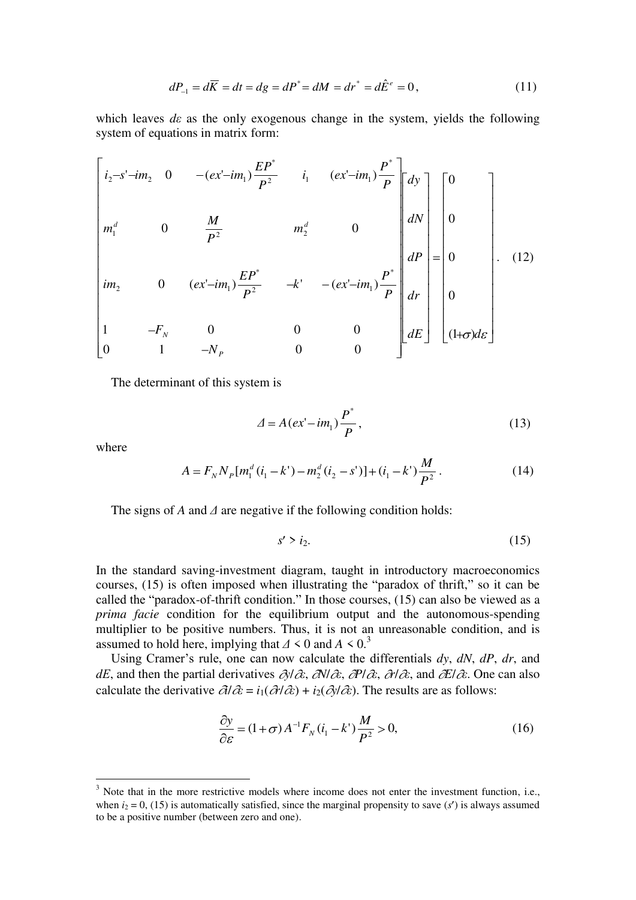$$dP_{-1} = d\overline{K} = dt = dg = dP^* = dM = dr^* = d\hat{E}^e = 0\,, \tag{11}$$

which leaves $d\varepsilon$ as the only exogenous change in the system, yields the following system of equations in matrix form:

$$\begin{bmatrix} i_2 - s' - im_2 & 0 & -(ex' - im_1)\dfrac{EP^*}{P^2} & i_1 & (ex' - im_1)\dfrac{P^*}{P} \\ m_1^d & 0 & \dfrac{M}{P^2} & m_2^d & 0 \\ im_2 & 0 & (ex' - im_1)\dfrac{EP^*}{P^2} & -k' & -(ex' - im_1)\dfrac{P^*}{P} \\ 1 & -F_N & 0 & 0 & 0 \\ 0 & 1 & -N_P & 0 & 0 \end{bmatrix} \begin{bmatrix} dy \\ dN \\ dP \\ dr \\ dE \end{bmatrix} = \begin{bmatrix} 0 \\ 0 \\ 0 \\ 0 \\ (1+\sigma)d\varepsilon \end{bmatrix}. \tag{12}$$

The determinant of this system is

$$\Delta = A(ex' - im_1)\frac{P^*}{P}\,, \tag{13}$$

where

$$A = F_N N_P [m_1^d (i_1 - k') - m_2^d (i_2 - s')] + (i_1 - k')\frac{M}{P^2}\,. \tag{14}$$

The signs of $A$ and $\Delta$ are negative if the following condition holds:

$$s' > i_2. \tag{15}$$

In the standard saving-investment diagram, taught in introductory macroeconomics courses, (15) is often imposed when illustrating the "paradox of thrift," so it can be called the "paradox-of-thrift condition." In those courses, (15) can also be viewed as a *prima facie* condition for the equilibrium output and the autonomous-spending multiplier to be positive numbers. Thus, it is not an unreasonable condition, and is assumed to hold here, implying that $\Delta < 0$ and $A < 0$.[3]

Using Cramer's rule, one can now calculate the differentials $dy$, $dN$, $dP$, $dr$, and $dE$, and then the partial derivatives $\partial y/\partial\varepsilon$, $\partial N/\partial\varepsilon$, $\partial P/\partial\varepsilon$, $\partial r/\partial\varepsilon$, and $\partial E/\partial\varepsilon$. One can also calculate the derivative $\partial I/\partial\varepsilon = i_1(\partial r/\partial\varepsilon) + i_2(\partial y/\partial\varepsilon)$. The results are as follows:

$$\frac{\partial y}{\partial \varepsilon} = (1+\sigma)A^{-1}F_N (i_1 - k')\frac{M}{P^2} > 0, \tag{16}$$

---

[3] Note that in the more restrictive models where income does not enter the investment function, i.e., when $i_2 = 0$, (15) is automatically satisfied, since the marginal propensity to save ($s'$) is always assumed to be a positive number (between zero and one).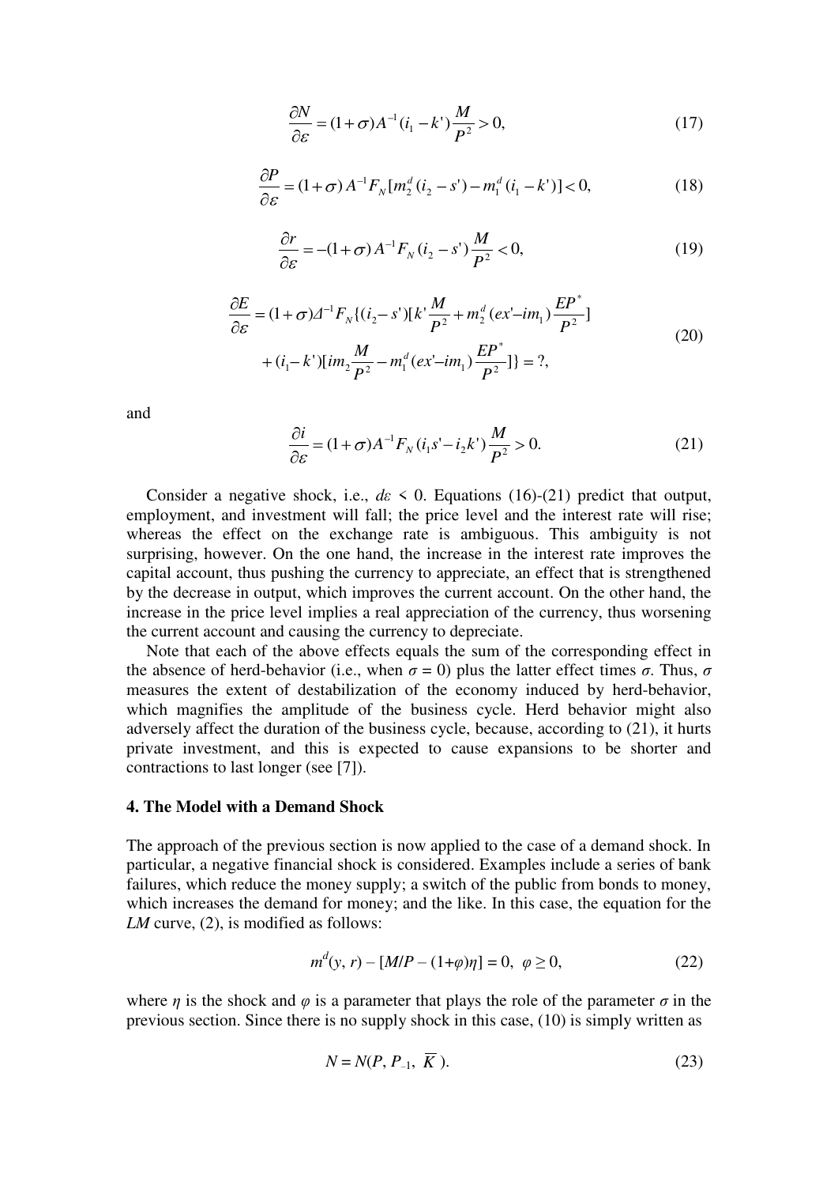$$\frac{\partial N}{\partial \varepsilon} = (1+\sigma)A^{-1}(i_1 - k')\frac{M}{P^2} > 0, \tag{17}$$

$$\frac{\partial P}{\partial \varepsilon} = (1+\sigma)\,A^{-1}F_N[m_2^d\,(i_2 - s') - m_1^d\,(i_1 - k')] < 0, \tag{18}$$

$$\frac{\partial r}{\partial \varepsilon} = -(1+\sigma)\,A^{-1}F_N\,(i_2 - s')\frac{M}{P^2} < 0, \tag{19}$$

$$\begin{aligned}\frac{\partial E}{\partial \varepsilon} &= (1+\sigma)\Delta^{-1}F_N\{(i_2 - s')[k'\frac{M}{P^2} + m_2^d\,(ex' - im_1)\frac{EP^*}{P^2}] \\ &\quad + (i_1 - k')[im_2\frac{M}{P^2} - m_1^d\,(ex' - im_1)\frac{EP^*}{P^2}]\} = ?,\end{aligned} \tag{20}$$

and

$$\frac{\partial i}{\partial \varepsilon} = (1+\sigma)A^{-1}F_N\,(i_1 s' - i_2 k')\frac{M}{P^2} > 0. \tag{21}$$

Consider a negative shock, i.e., $d\varepsilon < 0$. Equations (16)-(21) predict that output, employment, and investment will fall; the price level and the interest rate will rise; whereas the effect on the exchange rate is ambiguous. This ambiguity is not surprising, however. On the one hand, the increase in the interest rate improves the capital account, thus pushing the currency to appreciate, an effect that is strengthened by the decrease in output, which improves the current account. On the other hand, the increase in the price level implies a real appreciation of the currency, thus worsening the current account and causing the currency to depreciate.

Note that each of the above effects equals the sum of the corresponding effect in the absence of herd-behavior (i.e., when $\sigma = 0$) plus the latter effect times $\sigma$. Thus, $\sigma$ measures the extent of destabilization of the economy induced by herd-behavior, which magnifies the amplitude of the business cycle. Herd behavior might also adversely affect the duration of the business cycle, because, according to (21), it hurts private investment, and this is expected to cause expansions to be shorter and contractions to last longer (see [7]).

## 4. The Model with a Demand Shock

The approach of the previous section is now applied to the case of a demand shock. In particular, a negative financial shock is considered. Examples include a series of bank failures, which reduce the money supply; a switch of the public from bonds to money, which increases the demand for money; and the like. In this case, the equation for the *LM* curve, (2), is modified as follows:

$$m^d(y, r) - [M/P - (1+\varphi)\eta] = 0, \;\; \varphi \geq 0, \tag{22}$$

where $\eta$ is the shock and $\varphi$ is a parameter that plays the role of the parameter $\sigma$ in the previous section. Since there is no supply shock in this case, (10) is simply written as

$$N = N(P, P_{-1}, \overline{K}). \tag{23}$$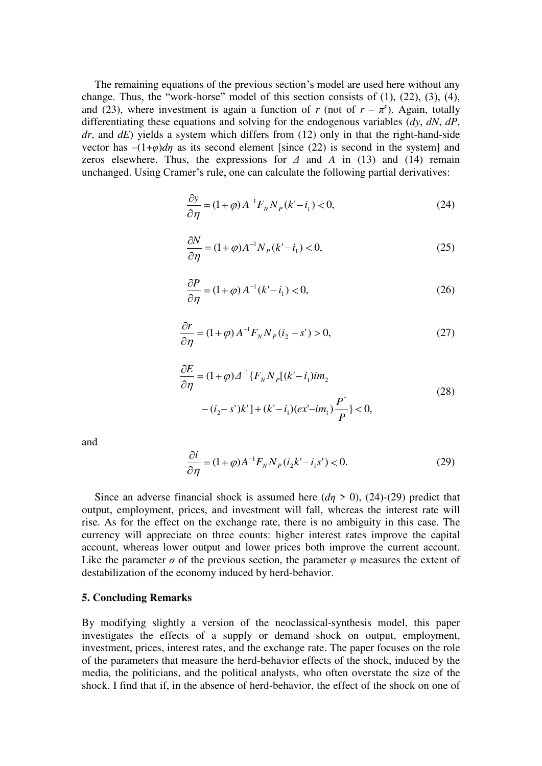The remaining equations of the previous section's model are used here without any change. Thus, the "work-horse" model of this section consists of (1), (22), (3), (4), and (23), where investment is again a function of $r$ (not of $r - \pi^e$). Again, totally differentiating these equations and solving for the endogenous variables ($dy$, $dN$, $dP$, $dr$, and $dE$) yields a system which differs from (12) only in that the right-hand-side vector has $-(1+\varphi)d\eta$ as its second element [since (22) is second in the system] and zeros elsewhere. Thus, the expressions for $\Delta$ and $A$ in (13) and (14) remain unchanged. Using Cramer's rule, one can calculate the following partial derivatives:

$$\frac{\partial y}{\partial \eta} = (1+\varphi)\, A^{-1} F_N N_P (k' - i_1) < 0, \tag{24}$$

$$\frac{\partial N}{\partial \eta} = (1+\varphi) A^{-1} N_P (k' - i_1) < 0, \tag{25}$$

$$\frac{\partial P}{\partial \eta} = (1+\varphi)\, A^{-1} (k' - i_1) < 0, \tag{26}$$

$$\frac{\partial r}{\partial \eta} = (1+\varphi)\, A^{-1} F_N N_P (i_2 - s') > 0, \tag{27}$$

$$\frac{\partial E}{\partial \eta} = (1+\varphi) \Delta^{-1} \{ F_N N_P [(k' - i_1) im_2 - (i_2 - s')k'] + (k' - i_1)(ex' - im_1) \frac{P^*}{P} \} < 0, \tag{28}$$

and

$$\frac{\partial i}{\partial \eta} = (1+\varphi) A^{-1} F_N N_P (i_2 k' - i_1 s') < 0. \tag{29}$$

Since an adverse financial shock is assumed here ($d\eta > 0$), (24)-(29) predict that output, employment, prices, and investment will fall, whereas the interest rate will rise. As for the effect on the exchange rate, there is no ambiguity in this case. The currency will appreciate on three counts: higher interest rates improve the capital account, whereas lower output and lower prices both improve the current account. Like the parameter $\sigma$ of the previous section, the parameter $\varphi$ measures the extent of destabilization of the economy induced by herd-behavior.

## 5. Concluding Remarks

By modifying slightly a version of the neoclassical-synthesis model, this paper investigates the effects of a supply or demand shock on output, employment, investment, prices, interest rates, and the exchange rate. The paper focuses on the role of the parameters that measure the herd-behavior effects of the shock, induced by the media, the politicians, and the political analysts, who often overstate the size of the shock. I find that if, in the absence of herd-behavior, the effect of the shock on one of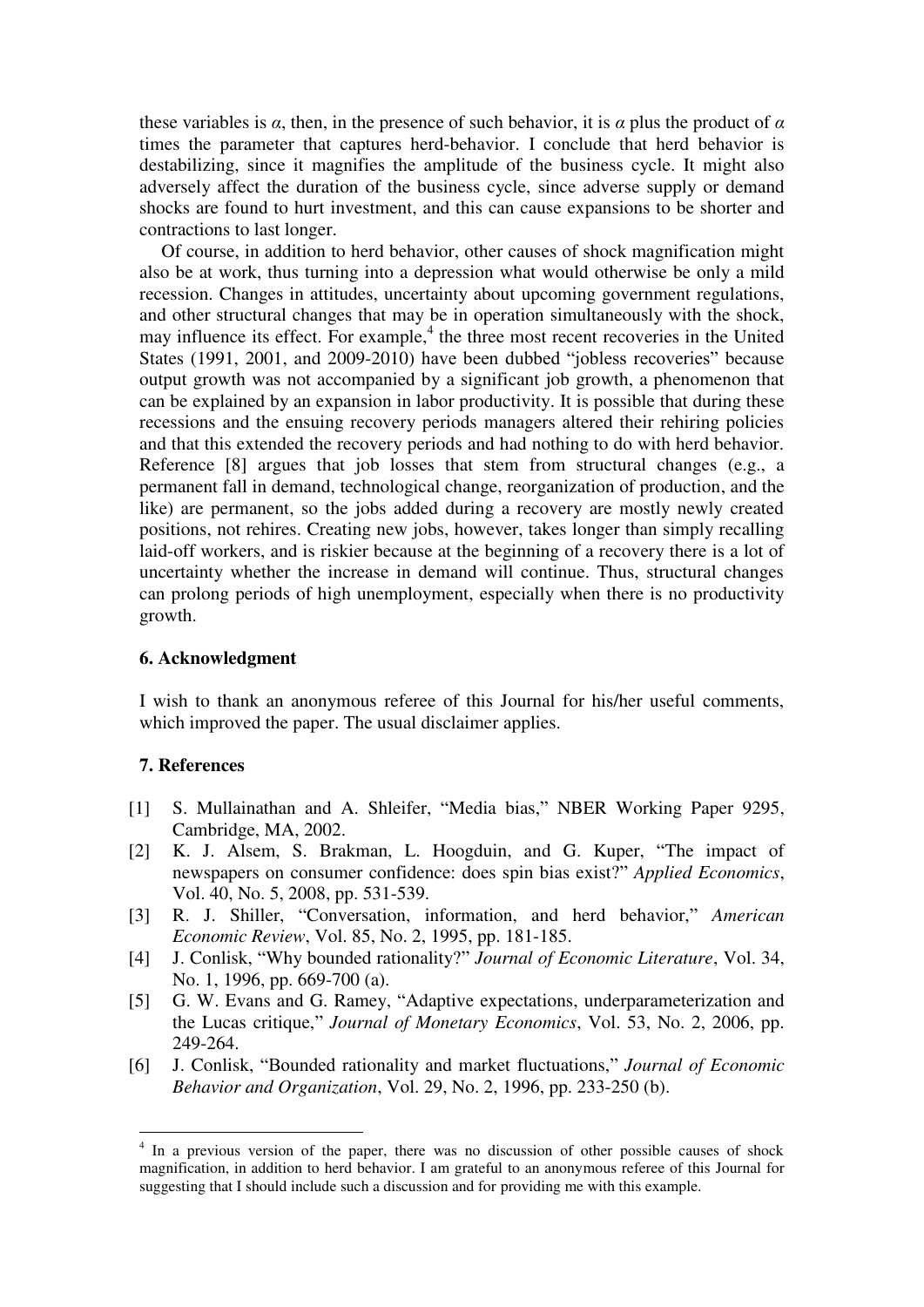these variables is $\alpha$, then, in the presence of such behavior, it is $\alpha$ plus the product of $\alpha$ times the parameter that captures herd-behavior. I conclude that herd behavior is destabilizing, since it magnifies the amplitude of the business cycle. It might also adversely affect the duration of the business cycle, since adverse supply or demand shocks are found to hurt investment, and this can cause expansions to be shorter and contractions to last longer.

Of course, in addition to herd behavior, other causes of shock magnification might also be at work, thus turning into a depression what would otherwise be only a mild recession. Changes in attitudes, uncertainty about upcoming government regulations, and other structural changes that may be in operation simultaneously with the shock, may influence its effect. For example,[4] the three most recent recoveries in the United States (1991, 2001, and 2009-2010) have been dubbed "jobless recoveries" because output growth was not accompanied by a significant job growth, a phenomenon that can be explained by an expansion in labor productivity. It is possible that during these recessions and the ensuing recovery periods managers altered their rehiring policies and that this extended the recovery periods and had nothing to do with herd behavior. Reference [8] argues that job losses that stem from structural changes (e.g., a permanent fall in demand, technological change, reorganization of production, and the like) are permanent, so the jobs added during a recovery are mostly newly created positions, not rehires. Creating new jobs, however, takes longer than simply recalling laid-off workers, and is riskier because at the beginning of a recovery there is a lot of uncertainty whether the increase in demand will continue. Thus, structural changes can prolong periods of high unemployment, especially when there is no productivity growth.

### 6. Acknowledgment

I wish to thank an anonymous referee of this Journal for his/her useful comments, which improved the paper. The usual disclaimer applies.

### 7. References

[1] S. Mullainathan and A. Shleifer, "Media bias," NBER Working Paper 9295, Cambridge, MA, 2002.

[2] K. J. Alsem, S. Brakman, L. Hoogduin, and G. Kuper, "The impact of newspapers on consumer confidence: does spin bias exist?" *Applied Economics*, Vol. 40, No. 5, 2008, pp. 531-539.

[3] R. J. Shiller, "Conversation, information, and herd behavior," *American Economic Review*, Vol. 85, No. 2, 1995, pp. 181-185.

[4] J. Conlisk, "Why bounded rationality?" *Journal of Economic Literature*, Vol. 34, No. 1, 1996, pp. 669-700 (a).

[5] G. W. Evans and G. Ramey, "Adaptive expectations, underparameterization and the Lucas critique," *Journal of Monetary Economics*, Vol. 53, No. 2, 2006, pp. 249-264.

[6] J. Conlisk, "Bounded rationality and market fluctuations," *Journal of Economic Behavior and Organization*, Vol. 29, No. 2, 1996, pp. 233-250 (b).

---

[4] In a previous version of the paper, there was no discussion of other possible causes of shock magnification, in addition to herd behavior. I am grateful to an anonymous referee of this Journal for suggesting that I should include such a discussion and for providing me with this example.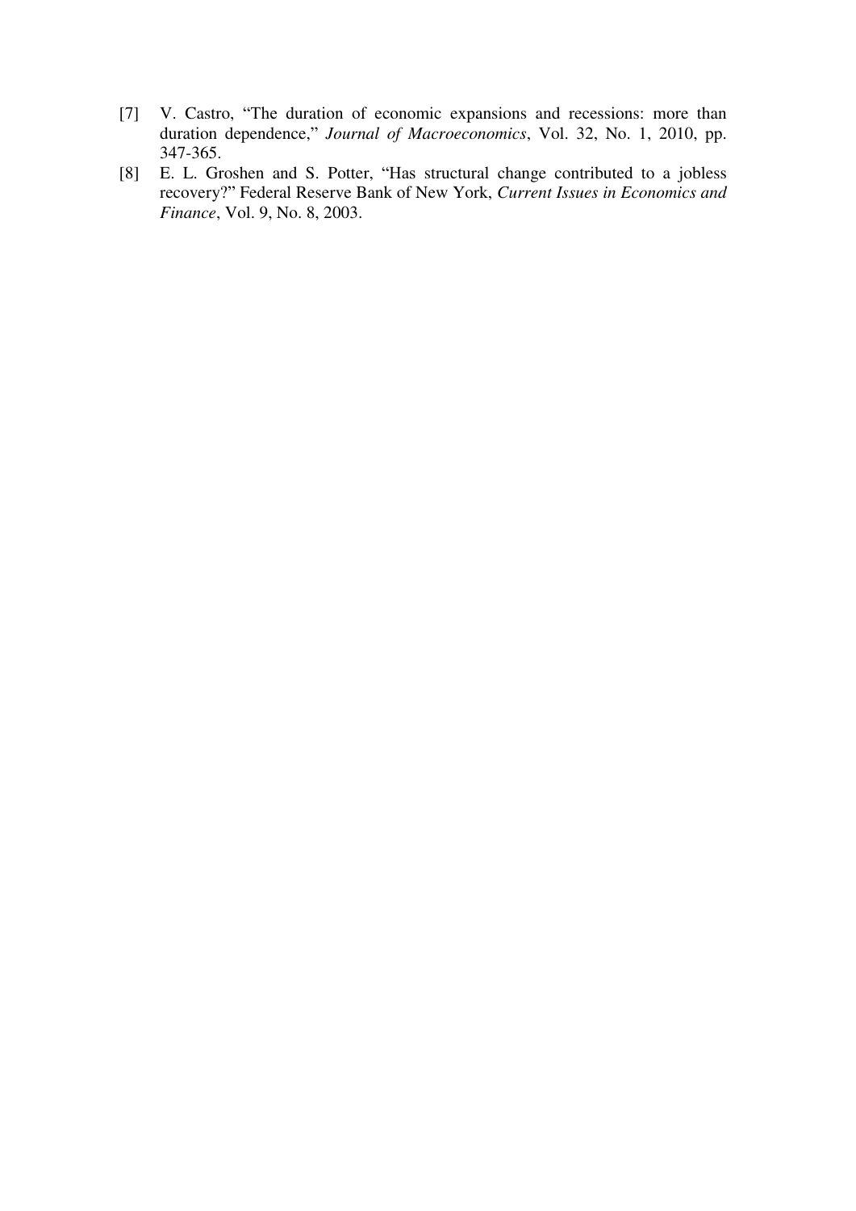[7] V. Castro, "The duration of economic expansions and recessions: more than duration dependence," *Journal of Macroeconomics*, Vol. 32, No. 1, 2010, pp. 347-365.

[8] E. L. Groshen and S. Potter, "Has structural change contributed to a jobless recovery?" Federal Reserve Bank of New York, *Current Issues in Economics and Finance*, Vol. 9, No. 8, 2003.